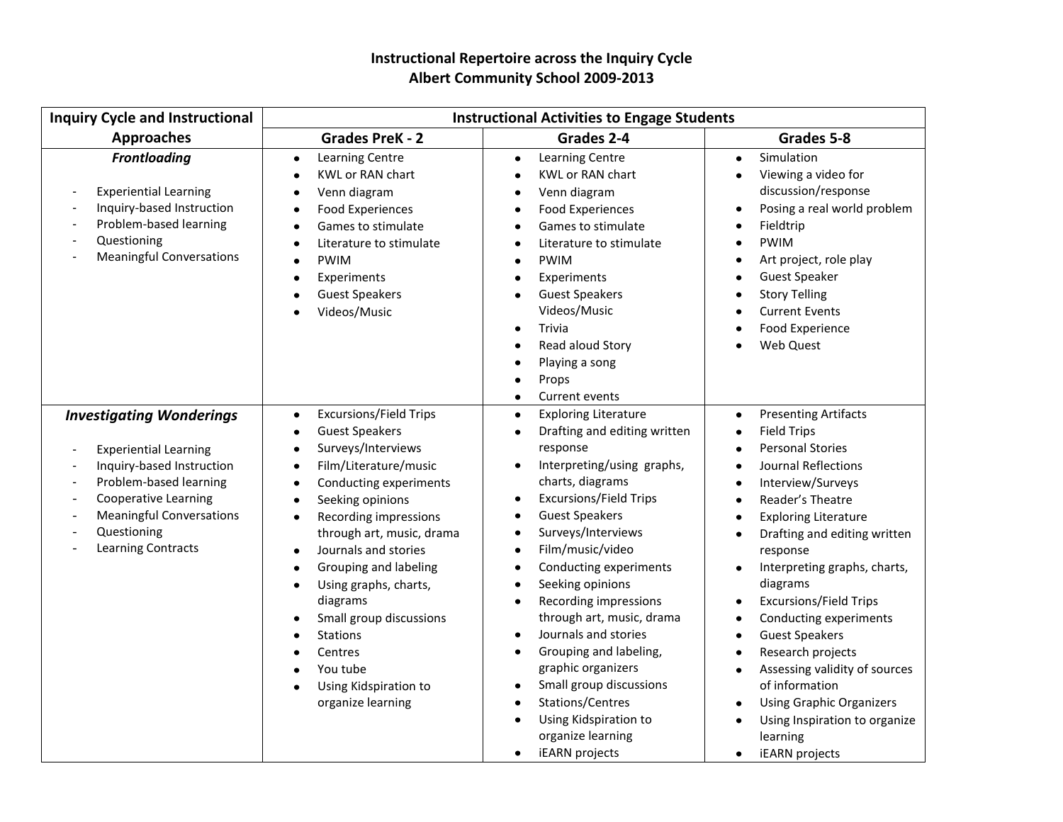# Instructional Repertoire across the Inquiry Cycle
## Albert Community School 2009-2013

| Inquiry Cycle and Instructional Approaches | Instructional Activities to Engage Students | | |
|---|---|---|---|
| | **Grades PreK - 2** | **Grades 2-4** | **Grades 5-8** |
| ***Frontloading***<br><br>- Experiential Learning<br>- Inquiry-based Instruction<br>- Problem-based learning<br>- Questioning<br>- Meaningful Conversations | • Learning Centre<br>• KWL or RAN chart<br>• Venn diagram<br>• Food Experiences<br>• Games to stimulate<br>• Literature to stimulate<br>• PWIM<br>• Experiments<br>• Guest Speakers<br>• Videos/Music | • Learning Centre<br>• KWL or RAN chart<br>• Venn diagram<br>• Food Experiences<br>• Games to stimulate<br>• Literature to stimulate<br>• PWIM<br>• Experiments<br>• Guest Speakers Videos/Music<br>• Trivia<br>• Read aloud Story<br>• Playing a song<br>• Props<br>• Current events | • Simulation<br>• Viewing a video for discussion/response<br>• Posing a real world problem<br>• Fieldtrip<br>• PWIM<br>• Art project, role play<br>• Guest Speaker<br>• Story Telling<br>• Current Events<br>• Food Experience<br>• Web Quest |
| ***Investigating Wonderings***<br><br>- Experiential Learning<br>- Inquiry-based Instruction<br>- Problem-based learning<br>- Cooperative Learning<br>- Meaningful Conversations<br>- Questioning<br>- Learning Contracts | • Excursions/Field Trips<br>• Guest Speakers<br>• Surveys/Interviews<br>• Film/Literature/music<br>• Conducting experiments<br>• Seeking opinions<br>• Recording impressions through art, music, drama<br>• Journals and stories<br>• Grouping and labeling<br>• Using graphs, charts, diagrams<br>• Small group discussions<br>• Stations<br>• Centres<br>• You tube<br>• Using Kidspiration to organize learning | • Exploring Literature<br>• Drafting and editing written response<br>• Interpreting/using graphs, charts, diagrams<br>• Excursions/Field Trips<br>• Guest Speakers<br>• Surveys/Interviews<br>• Film/music/video<br>• Conducting experiments<br>• Seeking opinions<br>• Recording impressions through art, music, drama<br>• Journals and stories<br>• Grouping and labeling, graphic organizers<br>• Small group discussions<br>• Stations/Centres<br>• Using Kidspiration to organize learning<br>• iEARN projects | • Presenting Artifacts<br>• Field Trips<br>• Personal Stories<br>• Journal Reflections<br>• Interview/Surveys<br>• Reader's Theatre<br>• Exploring Literature<br>• Drafting and editing written response<br>• Interpreting graphs, charts, diagrams<br>• Excursions/Field Trips<br>• Conducting experiments<br>• Guest Speakers<br>• Research projects<br>• Assessing validity of sources of information<br>• Using Graphic Organizers<br>• Using Inspiration to organize learning<br>• iEARN projects |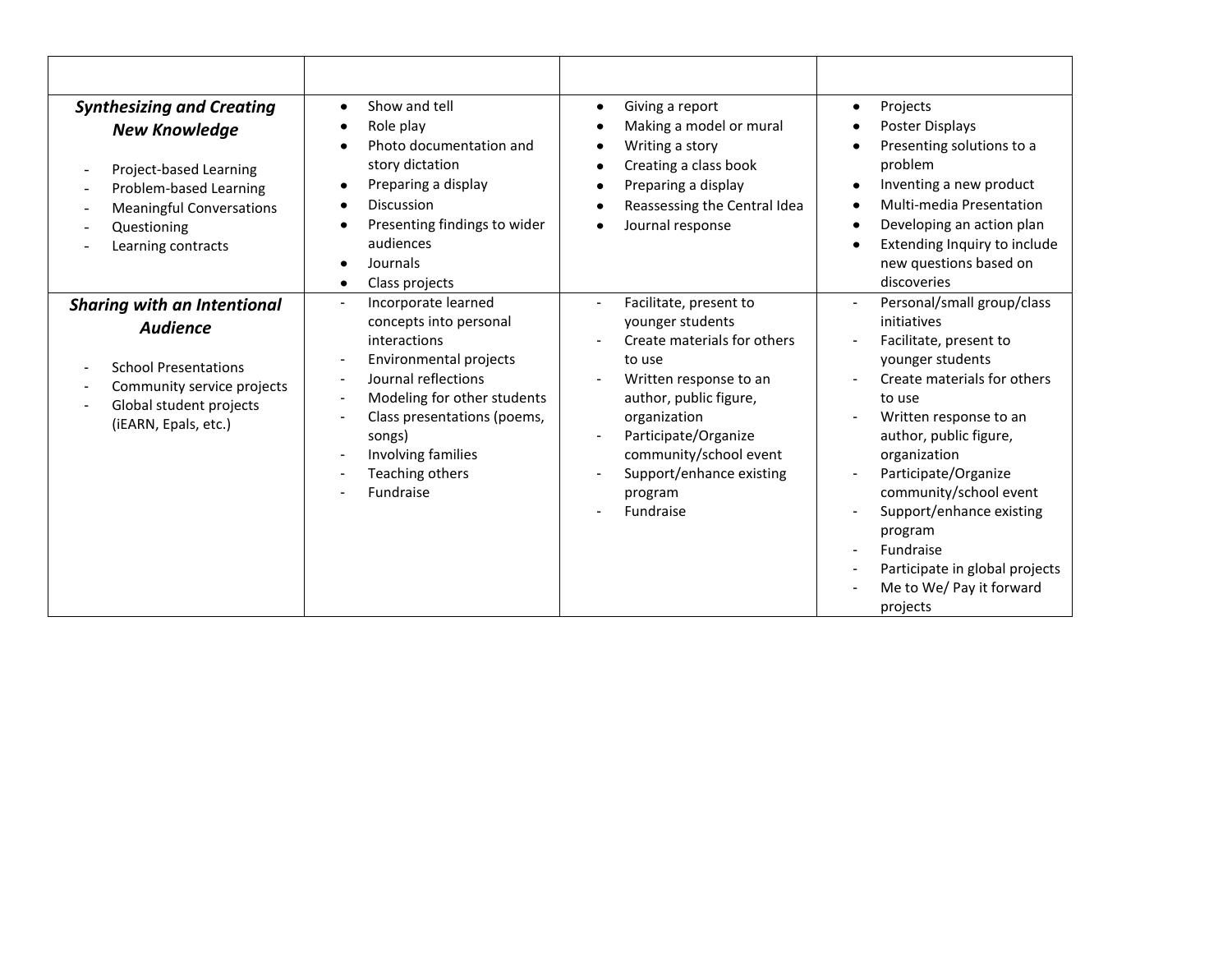| | | | |
|---|---|---|---|
| ***Synthesizing and Creating New Knowledge***<br><br>- Project-based Learning<br>- Problem-based Learning<br>- Meaningful Conversations<br>- Questioning<br>- Learning contracts | • Show and tell<br>• Role play<br>• Photo documentation and story dictation<br>• Preparing a display<br>• Discussion<br>• Presenting findings to wider audiences<br>• Journals<br>• Class projects | • Giving a report<br>• Making a model or mural<br>• Writing a story<br>• Creating a class book<br>• Preparing a display<br>• Reassessing the Central Idea<br>• Journal response | • Projects<br>• Poster Displays<br>• Presenting solutions to a problem<br>• Inventing a new product<br>• Multi-media Presentation<br>• Developing an action plan<br>• Extending Inquiry to include new questions based on discoveries |
| ***Sharing with an Intentional Audience***<br><br>- School Presentations<br>- Community service projects<br>- Global student projects (iEARN, Epals, etc.) | - Incorporate learned concepts into personal interactions<br>- Environmental projects<br>- Journal reflections<br>- Modeling for other students<br>- Class presentations (poems, songs)<br>- Involving families<br>- Teaching others<br>- Fundraise | - Facilitate, present to younger students<br>- Create materials for others to use<br>- Written response to an author, public figure, organization<br>- Participate/Organize community/school event<br>- Support/enhance existing program<br>- Fundraise | - Personal/small group/class initiatives<br>- Facilitate, present to younger students<br>- Create materials for others to use<br>- Written response to an author, public figure, organization<br>- Participate/Organize community/school event<br>- Support/enhance existing program<br>- Fundraise<br>- Participate in global projects<br>- Me to We/ Pay it forward projects |